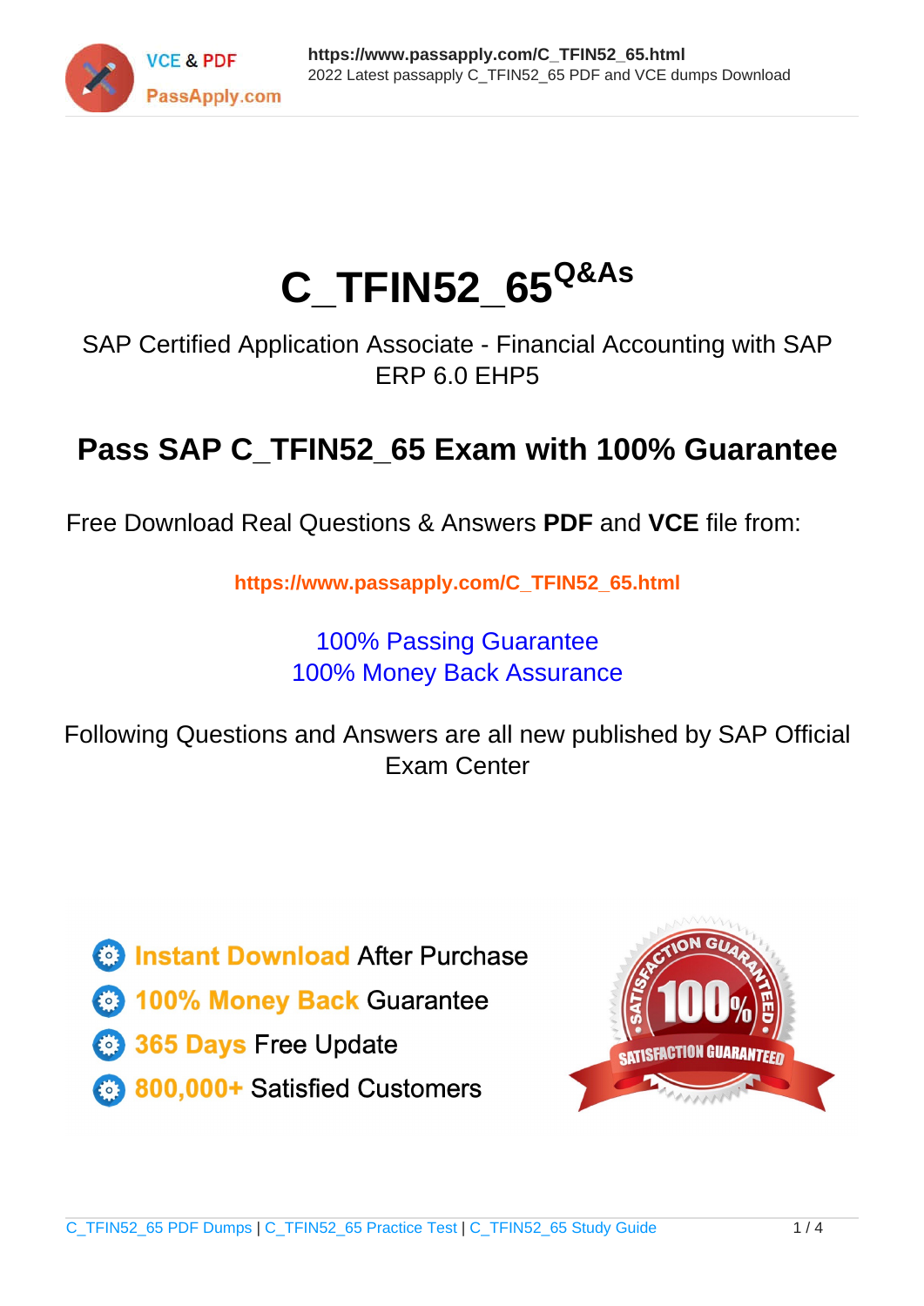# C_TFIN52_65[Q&As]

SAP Certified Application Associate - Financial Accounting with SAP ERP 6.0 EHP5

## Pass SAP C_TFIN52_65 Exam with 100% Guarantee

Free Download Real Questions & Answers **PDF** and **VCE** file from:

**https://www.passapply.com/C_TFIN52_65.html**

100% Passing Guarantee
100% Money Back Assurance

Following Questions and Answers are all new published by SAP Official Exam Center

- **Instant Download** After Purchase
- **100% Money Back** Guarantee
- **365 Days** Free Update
- **800,000+** Satisfied Customers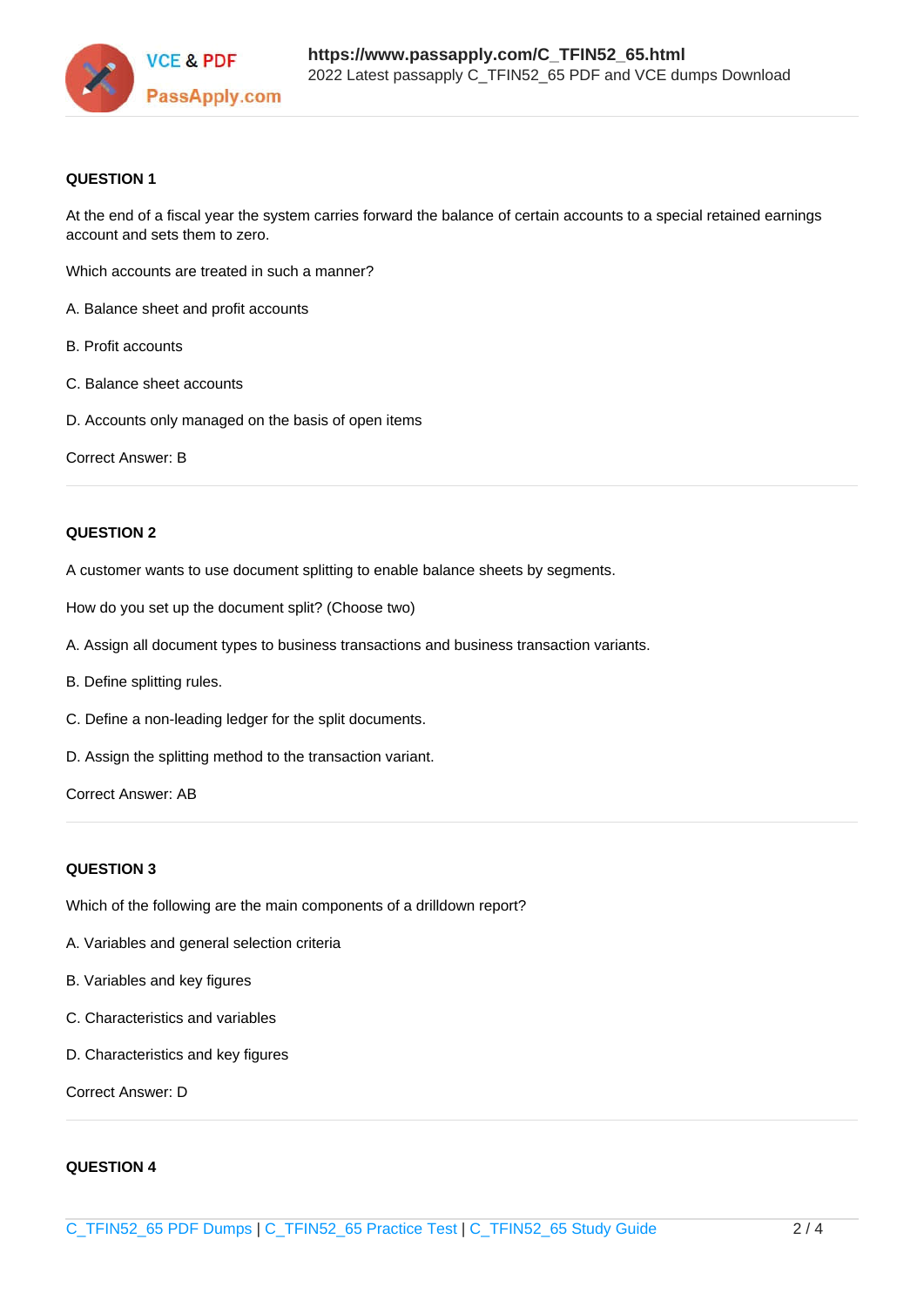**QUESTION 1**

At the end of a fiscal year the system carries forward the balance of certain accounts to a special retained earnings account and sets them to zero.

Which accounts are treated in such a manner?

A. Balance sheet and profit accounts

B. Profit accounts

C. Balance sheet accounts

D. Accounts only managed on the basis of open items

Correct Answer: B

---

**QUESTION 2**

A customer wants to use document splitting to enable balance sheets by segments.

How do you set up the document split? (Choose two)

A. Assign all document types to business transactions and business transaction variants.

B. Define splitting rules.

C. Define a non-leading ledger for the split documents.

D. Assign the splitting method to the transaction variant.

Correct Answer: AB

---

**QUESTION 3**

Which of the following are the main components of a drilldown report?

A. Variables and general selection criteria

B. Variables and key figures

C. Characteristics and variables

D. Characteristics and key figures

Correct Answer: D

---

**QUESTION 4**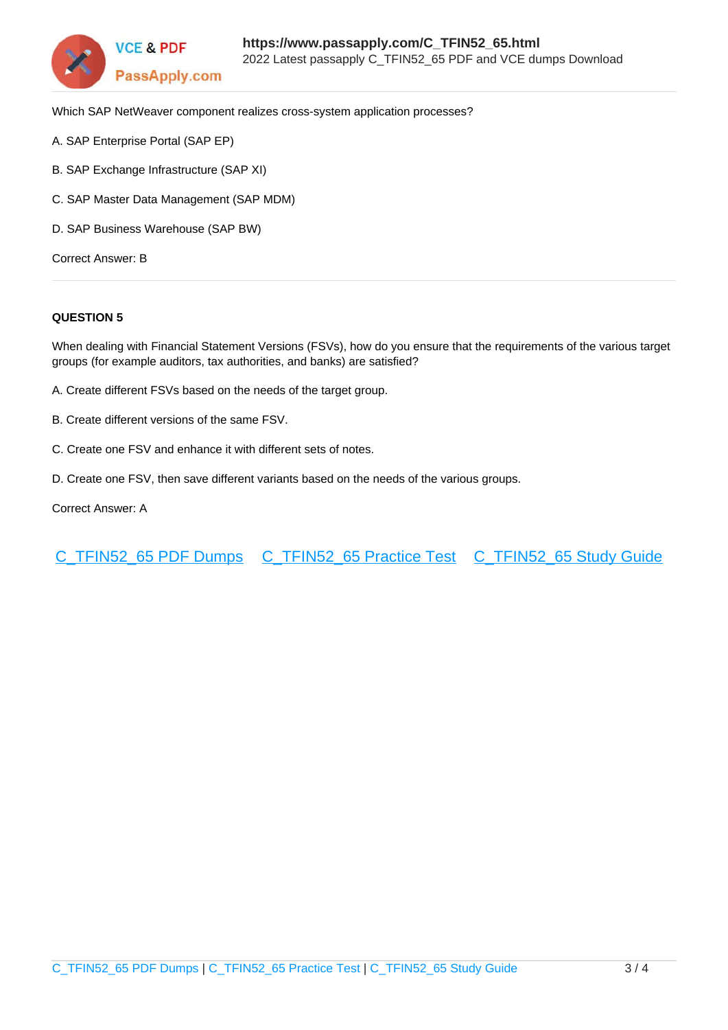Which SAP NetWeaver component realizes cross-system application processes?

A. SAP Enterprise Portal (SAP EP)

B. SAP Exchange Infrastructure (SAP XI)

C. SAP Master Data Management (SAP MDM)

D. SAP Business Warehouse (SAP BW)

Correct Answer: B

**QUESTION 5**

When dealing with Financial Statement Versions (FSVs), how do you ensure that the requirements of the various target groups (for example auditors, tax authorities, and banks) are satisfied?

A. Create different FSVs based on the needs of the target group.

B. Create different versions of the same FSV.

C. Create one FSV and enhance it with different sets of notes.

D. Create one FSV, then save different variants based on the needs of the various groups.

Correct Answer: A

C_TFIN52_65 PDF Dumps    C_TFIN52_65 Practice Test    C_TFIN52_65 Study Guide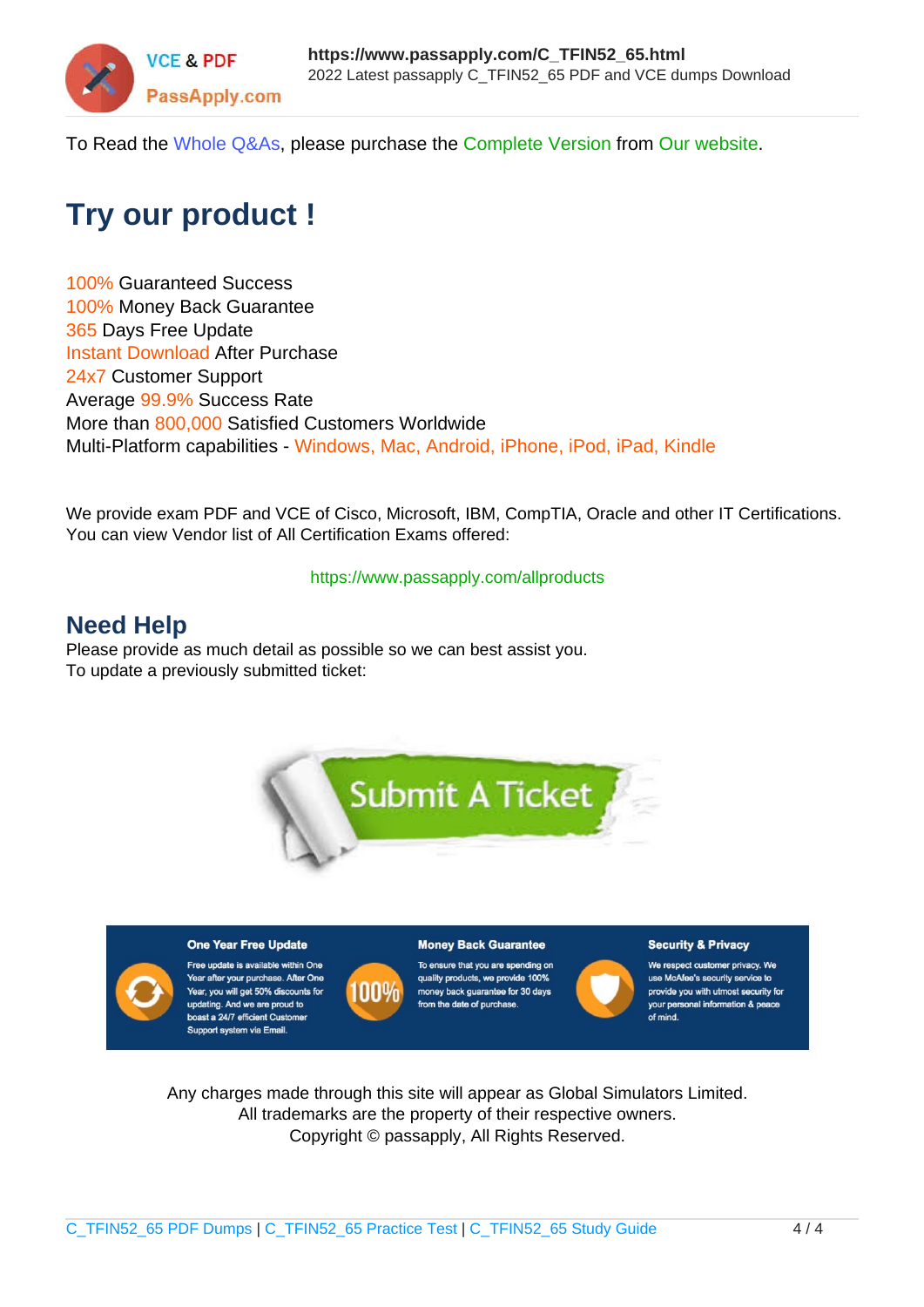To Read the Whole Q&As, please purchase the Complete Version from Our website.

# Try our product !

100% Guaranteed Success
100% Money Back Guarantee
365 Days Free Update
Instant Download After Purchase
24x7 Customer Support
Average 99.9% Success Rate
More than 800,000 Satisfied Customers Worldwide
Multi-Platform capabilities - Windows, Mac, Android, iPhone, iPod, iPad, Kindle

We provide exam PDF and VCE of Cisco, Microsoft, IBM, CompTIA, Oracle and other IT Certifications.
You can view Vendor list of All Certification Exams offered:

https://www.passapply.com/allproducts

## Need Help

Please provide as much detail as possible so we can best assist you.
To update a previously submitted ticket:

Submit A Ticket

**One Year Free Update**
Free update is available within One Year after your purchase. After One Year, you will get 50% discounts for updating. And we are proud to boast a 24/7 efficient Customer Support system via Email.

**Money Back Guarantee**
To ensure that you are spending on quality products, we provide 100% money back guarantee for 30 days from the date of purchase.

**Security & Privacy**
We respect customer privacy. We use McAfee's security service to provide you with utmost security for your personal information & peace of mind.

Any charges made through this site will appear as Global Simulators Limited.
All trademarks are the property of their respective owners.
Copyright © passapply, All Rights Reserved.